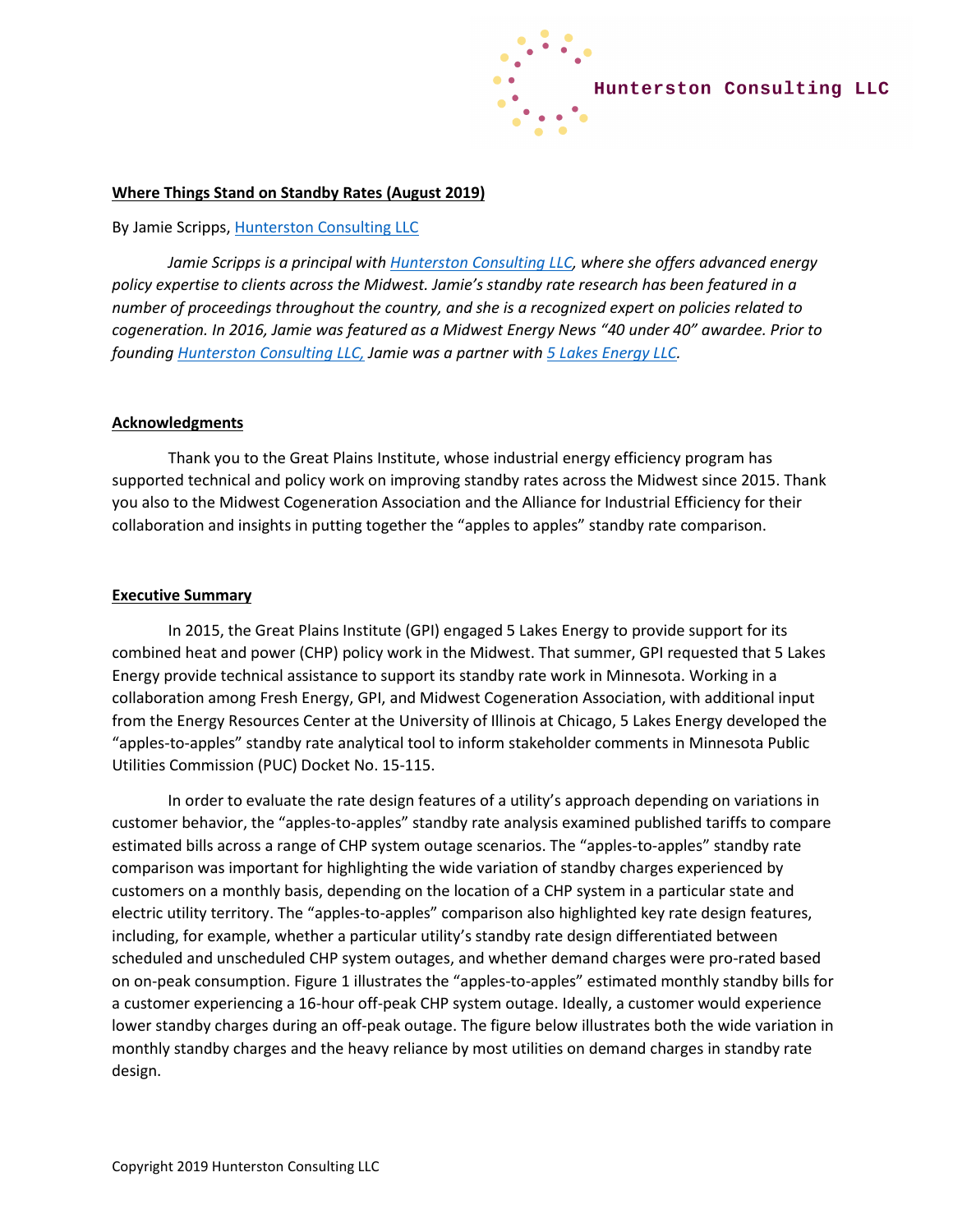Hunterston Consulting LLC

**Where Things Stand on Standby Rates (August 2019)**

By Jamie Scripps, [Hunterston Consulting LLC]

*Jamie Scripps is a principal with Hunterston Consulting LLC, where she offers advanced energy policy expertise to clients across the Midwest. Jamie's standby rate research has been featured in a number of proceedings throughout the country, and she is a recognized expert on policies related to cogeneration. In 2016, Jamie was featured as a Midwest Energy News "40 under 40" awardee. Prior to founding Hunterston Consulting LLC, Jamie was a partner with 5 Lakes Energy LLC.*

## Acknowledgments

Thank you to the Great Plains Institute, whose industrial energy efficiency program has supported technical and policy work on improving standby rates across the Midwest since 2015. Thank you also to the Midwest Cogeneration Association and the Alliance for Industrial Efficiency for their collaboration and insights in putting together the "apples to apples" standby rate comparison.

## Executive Summary

In 2015, the Great Plains Institute (GPI) engaged 5 Lakes Energy to provide support for its combined heat and power (CHP) policy work in the Midwest. That summer, GPI requested that 5 Lakes Energy provide technical assistance to support its standby rate work in Minnesota. Working in a collaboration among Fresh Energy, GPI, and Midwest Cogeneration Association, with additional input from the Energy Resources Center at the University of Illinois at Chicago, 5 Lakes Energy developed the "apples-to-apples" standby rate analytical tool to inform stakeholder comments in Minnesota Public Utilities Commission (PUC) Docket No. 15-115.

In order to evaluate the rate design features of a utility's approach depending on variations in customer behavior, the "apples-to-apples" standby rate analysis examined published tariffs to compare estimated bills across a range of CHP system outage scenarios. The "apples-to-apples" standby rate comparison was important for highlighting the wide variation of standby charges experienced by customers on a monthly basis, depending on the location of a CHP system in a particular state and electric utility territory. The "apples-to-apples" comparison also highlighted key rate design features, including, for example, whether a particular utility's standby rate design differentiated between scheduled and unscheduled CHP system outages, and whether demand charges were pro-rated based on on-peak consumption. Figure 1 illustrates the "apples-to-apples" estimated monthly standby bills for a customer experiencing a 16-hour off-peak CHP system outage. Ideally, a customer would experience lower standby charges during an off-peak outage. The figure below illustrates both the wide variation in monthly standby charges and the heavy reliance by most utilities on demand charges in standby rate design.

Copyright 2019 Hunterston Consulting LLC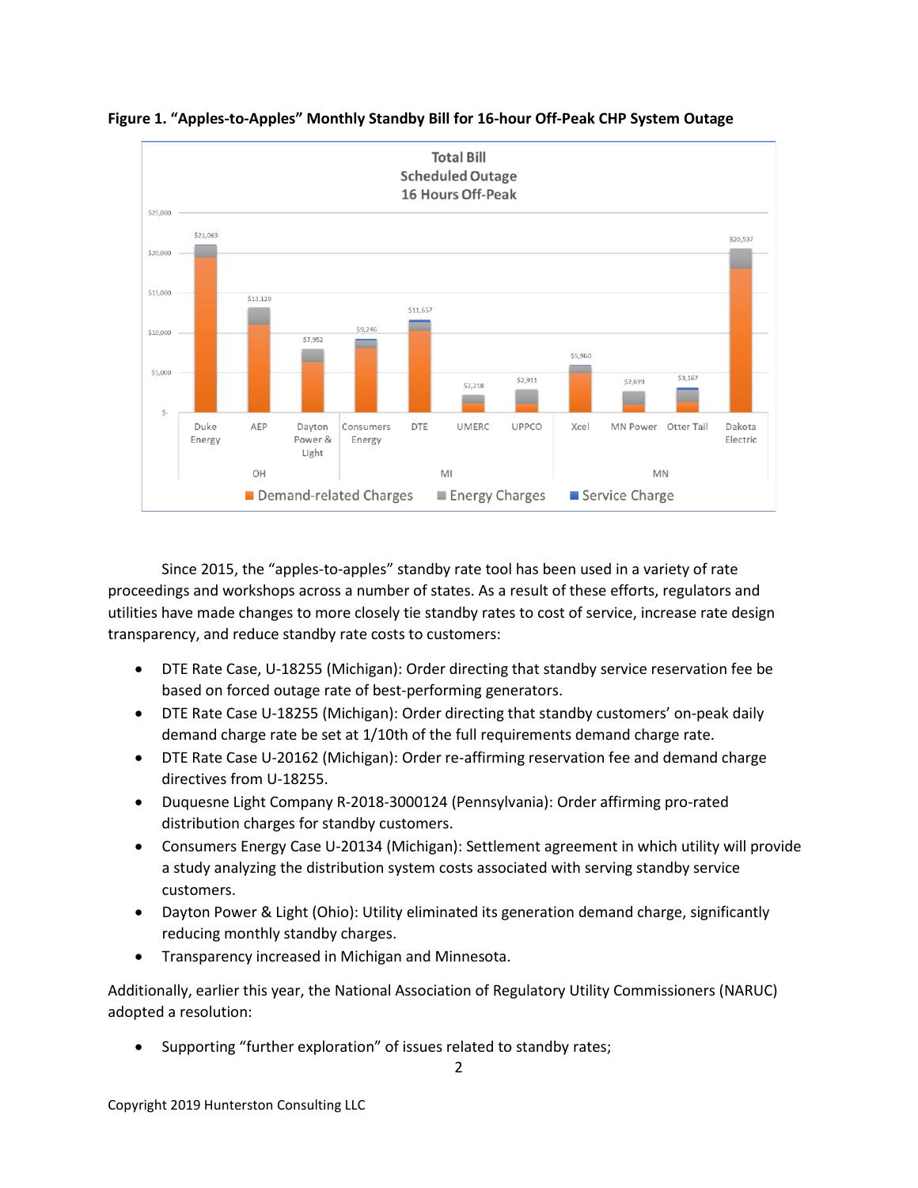**Figure 1. "Apples-to-Apples" Monthly Standby Bill for 16-hour Off-Peak CHP System Outage**

Since 2015, the "apples-to-apples" standby rate tool has been used in a variety of rate proceedings and workshops across a number of states. As a result of these efforts, regulators and utilities have made changes to more closely tie standby rates to cost of service, increase rate design transparency, and reduce standby rate costs to customers:

- DTE Rate Case, U-18255 (Michigan): Order directing that standby service reservation fee be based on forced outage rate of best-performing generators.
- DTE Rate Case U-18255 (Michigan): Order directing that standby customers' on-peak daily demand charge rate be set at 1/10th of the full requirements demand charge rate.
- DTE Rate Case U-20162 (Michigan): Order re-affirming reservation fee and demand charge directives from U-18255.
- Duquesne Light Company R-2018-3000124 (Pennsylvania): Order affirming pro-rated distribution charges for standby customers.
- Consumers Energy Case U-20134 (Michigan): Settlement agreement in which utility will provide a study analyzing the distribution system costs associated with serving standby service customers.
- Dayton Power & Light (Ohio): Utility eliminated its generation demand charge, significantly reducing monthly standby charges.
- Transparency increased in Michigan and Minnesota.

Additionally, earlier this year, the National Association of Regulatory Utility Commissioners (NARUC) adopted a resolution:

- Supporting "further exploration" of issues related to standby rates;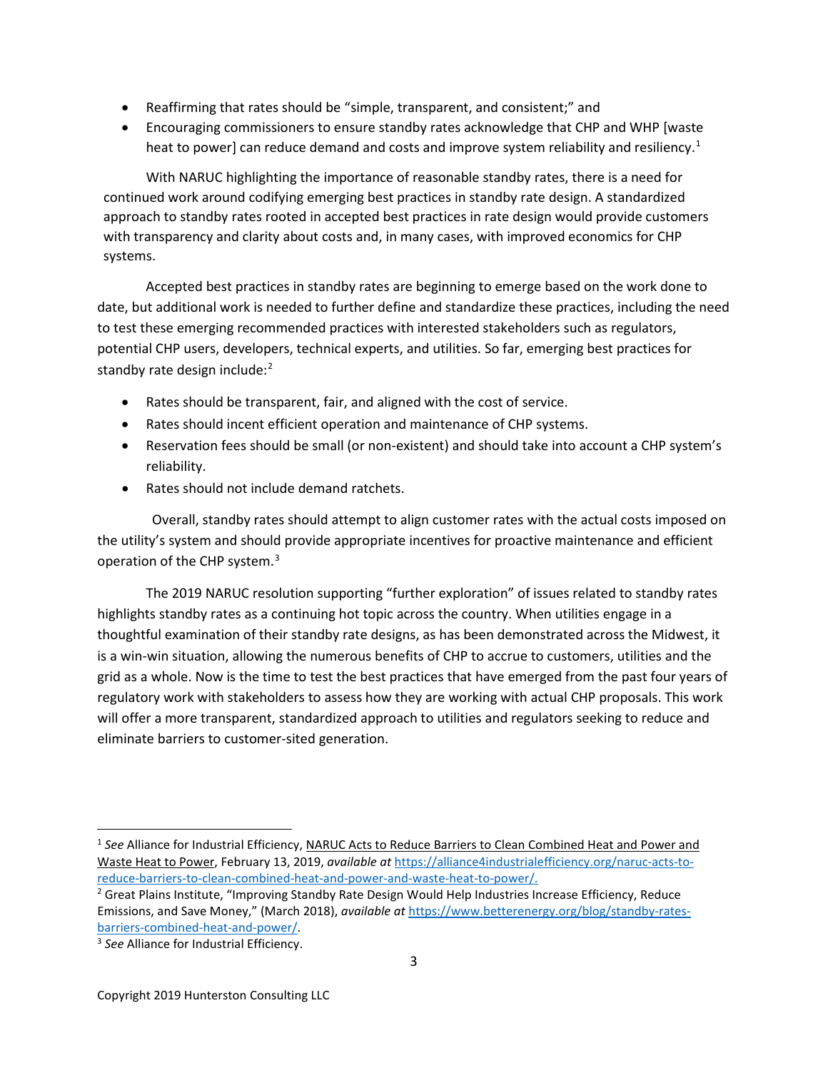- Reaffirming that rates should be "simple, transparent, and consistent;" and
- Encouraging commissioners to ensure standby rates acknowledge that CHP and WHP [waste heat to power] can reduce demand and costs and improve system reliability and resiliency.[1]

With NARUC highlighting the importance of reasonable standby rates, there is a need for continued work around codifying emerging best practices in standby rate design. A standardized approach to standby rates rooted in accepted best practices in rate design would provide customers with transparency and clarity about costs and, in many cases, with improved economics for CHP systems.

Accepted best practices in standby rates are beginning to emerge based on the work done to date, but additional work is needed to further define and standardize these practices, including the need to test these emerging recommended practices with interested stakeholders such as regulators, potential CHP users, developers, technical experts, and utilities. So far, emerging best practices for standby rate design include:[2]

- Rates should be transparent, fair, and aligned with the cost of service.
- Rates should incent efficient operation and maintenance of CHP systems.
- Reservation fees should be small (or non-existent) and should take into account a CHP system's reliability.
- Rates should not include demand ratchets.

Overall, standby rates should attempt to align customer rates with the actual costs imposed on the utility's system and should provide appropriate incentives for proactive maintenance and efficient operation of the CHP system.[3]

The 2019 NARUC resolution supporting "further exploration" of issues related to standby rates highlights standby rates as a continuing hot topic across the country. When utilities engage in a thoughtful examination of their standby rate designs, as has been demonstrated across the Midwest, it is a win-win situation, allowing the numerous benefits of CHP to accrue to customers, utilities and the grid as a whole. Now is the time to test the best practices that have emerged from the past four years of regulatory work with stakeholders to assess how they are working with actual CHP proposals. This work will offer a more transparent, standardized approach to utilities and regulators seeking to reduce and eliminate barriers to customer-sited generation.

---

[1] *See* Alliance for Industrial Efficiency, NARUC Acts to Reduce Barriers to Clean Combined Heat and Power and Waste Heat to Power, February 13, 2019, *available at* https://alliance4industrialefficiency.org/naruc-acts-to-reduce-barriers-to-clean-combined-heat-and-power-and-waste-heat-to-power/.

[2] Great Plains Institute, "Improving Standby Rate Design Would Help Industries Increase Efficiency, Reduce Emissions, and Save Money," (March 2018), *available at* https://www.betterenergy.org/blog/standby-rates-barriers-combined-heat-and-power/.

[3] *See* Alliance for Industrial Efficiency.

Copyright 2019 Hunterston Consulting LLC